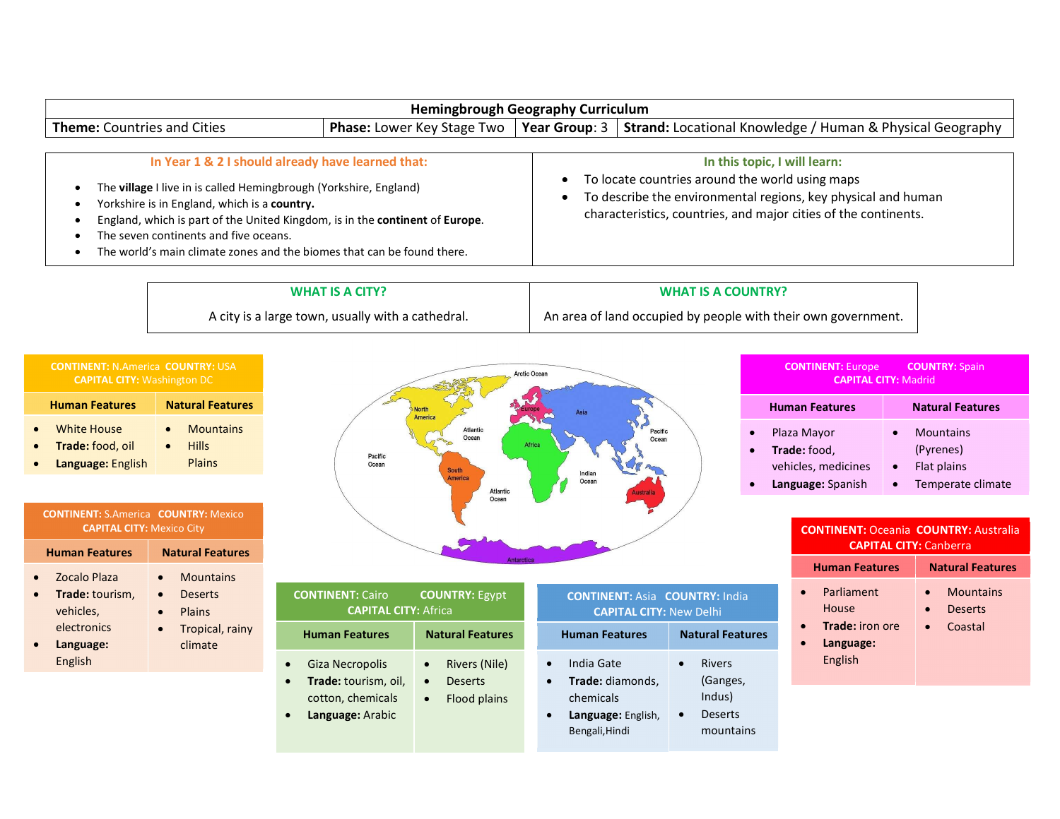| **Hemingbrough Geography Curriculum** | | | |
|---|---|---|---|
| **Theme:** Countries and Cities | **Phase:** Lower Key Stage Two | **Year Group**: 3 | **Strand:** Locational Knowledge / Human & Physical Geography |

| In Year 1 & 2 I should already have learned that: | In this topic, I will learn: |
|---|---|
| • The **village** I live in is called Hemingbrough (Yorkshire, England)<br>• Yorkshire is in England, which is a **country.**<br>• England, which is part of the United Kingdom, is in the **continent** of **Europe**.<br>• The seven continents and five oceans.<br>• The world's main climate zones and the biomes that can be found there. | • To locate countries around the world using maps<br>• To describe the environmental regions, key physical and human characteristics, countries, and major cities of the continents. |

| WHAT IS A CITY? | WHAT IS A COUNTRY? |
|---|---|
| A city is a large town, usually with a cathedral. | An area of land occupied by people with their own government. |

**CONTINENT:** N.America **COUNTRY:** USA
**CAPITAL CITY:** Washington DC

| Human Features | Natural Features |
|---|---|
| • White House<br>• **Trade:** food, oil<br>• **Language:** English | • Mountains<br>• Hills<br>Plains |

**CONTINENT:** S.America **COUNTRY:** Mexico
**CAPITAL CITY:** Mexico City

| Human Features | Natural Features |
|---|---|
| • Zocalo Plaza<br>• **Trade:** tourism, vehicles, electronics<br>• **Language:** English | • Mountains<br>• Deserts<br>• Plains<br>• Tropical, rainy climate |

**CONTINENT:** Cairo **COUNTRY:** Egypt
**CAPITAL CITY:** Africa

| Human Features | Natural Features |
|---|---|
| • Giza Necropolis<br>• **Trade:** tourism, oil, cotton, chemicals<br>• **Language:** Arabic | • Rivers (Nile)<br>• Deserts<br>• Flood plains |

**CONTINENT:** Asia **COUNTRY:** India
**CAPITAL CITY:** New Delhi

| Human Features | Natural Features |
|---|---|
| • India Gate<br>• **Trade:** diamonds, chemicals<br>• **Language:** English, Bengali,Hindi | • Rivers (Ganges, Indus)<br>• Deserts mountains |

**CONTINENT:** Europe **COUNTRY:** Spain
**CAPITAL CITY:** Madrid

| Human Features | Natural Features |
|---|---|
| • Plaza Mayor<br>• **Trade:** food, vehicles, medicines<br>• **Language:** Spanish | • Mountains (Pyrenes)<br>• Flat plains<br>• Temperate climate |

**CONTINENT:** Oceania **COUNTRY:** Australia
**CAPITAL CITY:** Canberra

| Human Features | Natural Features |
|---|---|
| • Parliament House<br>• **Trade:** iron ore<br>• **Language:** English | • Mountains<br>• Deserts<br>• Coastal |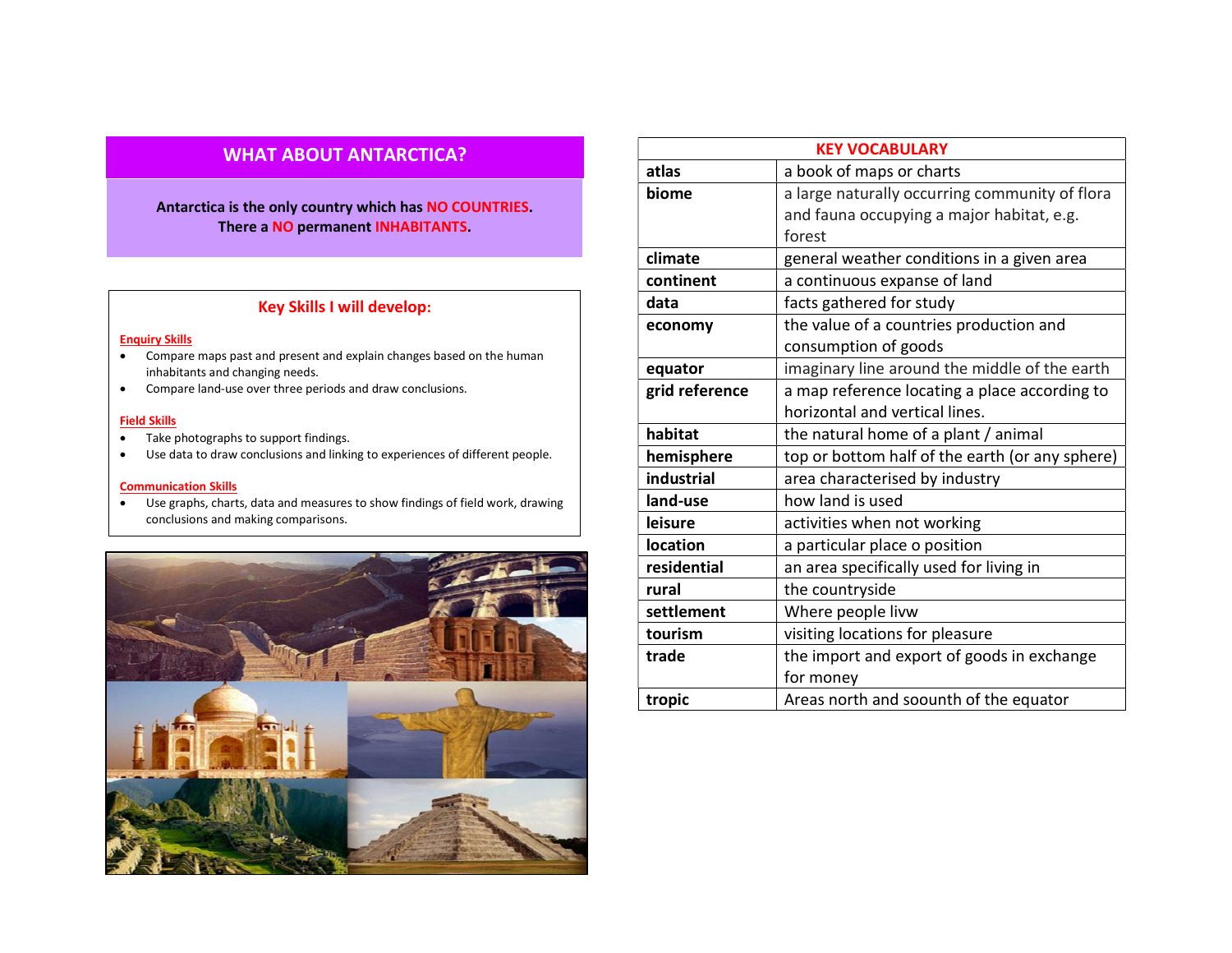## WHAT ABOUT ANTARCTICA?

**Antarctica is the only country which has NO COUNTRIES.**
**There a NO permanent INHABITANTS.**

### Key Skills I will develop:

**Enquiry Skills**

- Compare maps past and present and explain changes based on the human inhabitants and changing needs.
- Compare land-use over three periods and draw conclusions.

**Field Skills**

- Take photographs to support findings.
- Use data to draw conclusions and linking to experiences of different people.

**Communication Skills**

- Use graphs, charts, data and measures to show findings of field work, drawing conclusions and making comparisons.

| KEY VOCABULARY | |
|---|---|
| **atlas** | a book of maps or charts |
| **biome** | a large naturally occurring community of flora and fauna occupying a major habitat, e.g. forest |
| **climate** | general weather conditions in a given area |
| **continent** | a continuous expanse of land |
| **data** | facts gathered for study |
| **economy** | the value of a countries production and consumption of goods |
| **equator** | imaginary line around the middle of the earth |
| **grid reference** | a map reference locating a place according to horizontal and vertical lines. |
| **habitat** | the natural home of a plant / animal |
| **hemisphere** | top or bottom half of the earth (or any sphere) |
| **industrial** | area characterised by industry |
| **land-use** | how land is used |
| **leisure** | activities when not working |
| **location** | a particular place o position |
| **residential** | an area specifically used for living in |
| **rural** | the countryside |
| **settlement** | Where people livw |
| **tourism** | visiting locations for pleasure |
| **trade** | the import and export of goods in exchange for money |
| **tropic** | Areas north and soounth of the equator |